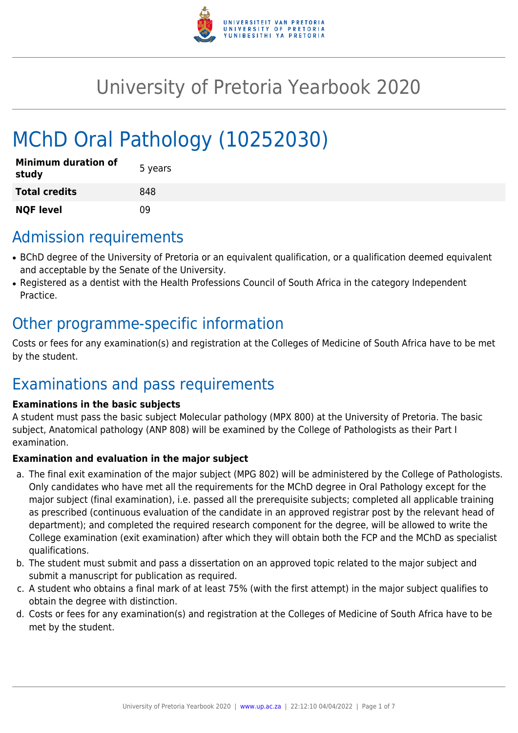# University of Pretoria Yearbook 2020

# MChD Oral Pathology (10252030)

| **Minimum duration of study** | 5 years |
|---|---|
| **Total credits** | 848 |
| **NQF level** | 09 |

## Admission requirements

- BChD degree of the University of Pretoria or an equivalent qualification, or a qualification deemed equivalent and acceptable by the Senate of the University.
- Registered as a dentist with the Health Professions Council of South Africa in the category Independent Practice.

## Other programme-specific information

Costs or fees for any examination(s) and registration at the Colleges of Medicine of South Africa have to be met by the student.

## Examinations and pass requirements

**Examinations in the basic subjects**

A student must pass the basic subject Molecular pathology (MPX 800) at the University of Pretoria. The basic subject, Anatomical pathology (ANP 808) will be examined by the College of Pathologists as their Part I examination.

**Examination and evaluation in the major subject**

a. The final exit examination of the major subject (MPG 802) will be administered by the College of Pathologists. Only candidates who have met all the requirements for the MChD degree in Oral Pathology except for the major subject (final examination), i.e. passed all the prerequisite subjects; completed all applicable training as prescribed (continuous evaluation of the candidate in an approved registrar post by the relevant head of department); and completed the required research component for the degree, will be allowed to write the College examination (exit examination) after which they will obtain both the FCP and the MChD as specialist qualifications.
b. The student must submit and pass a dissertation on an approved topic related to the major subject and submit a manuscript for publication as required.
c. A student who obtains a final mark of at least 75% (with the first attempt) in the major subject qualifies to obtain the degree with distinction.
d. Costs or fees for any examination(s) and registration at the Colleges of Medicine of South Africa have to be met by the student.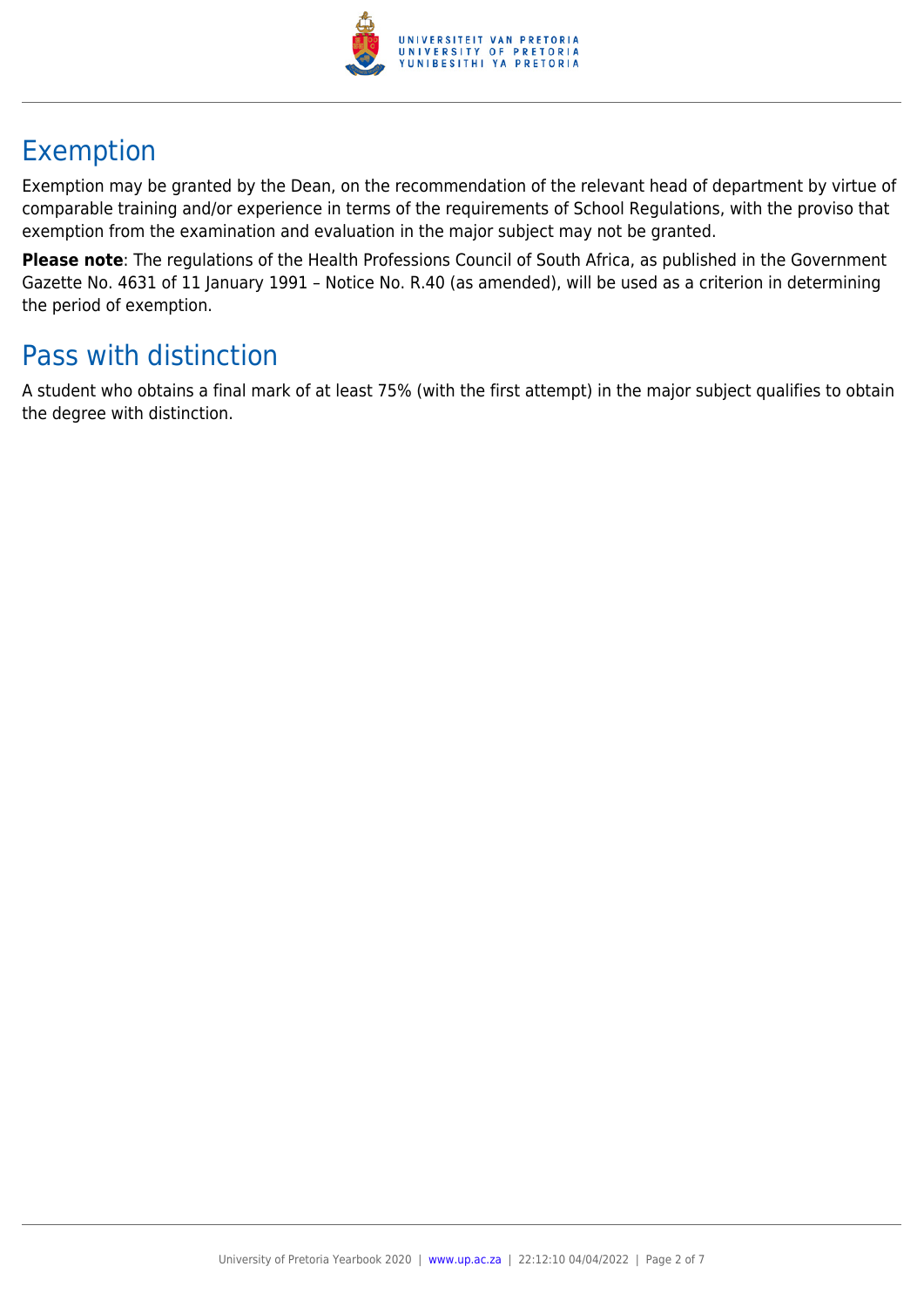## Exemption

Exemption may be granted by the Dean, on the recommendation of the relevant head of department by virtue of comparable training and/or experience in terms of the requirements of School Regulations, with the proviso that exemption from the examination and evaluation in the major subject may not be granted.

**Please note**: The regulations of the Health Professions Council of South Africa, as published in the Government Gazette No. 4631 of 11 January 1991 – Notice No. R.40 (as amended), will be used as a criterion in determining the period of exemption.

## Pass with distinction

A student who obtains a final mark of at least 75% (with the first attempt) in the major subject qualifies to obtain the degree with distinction.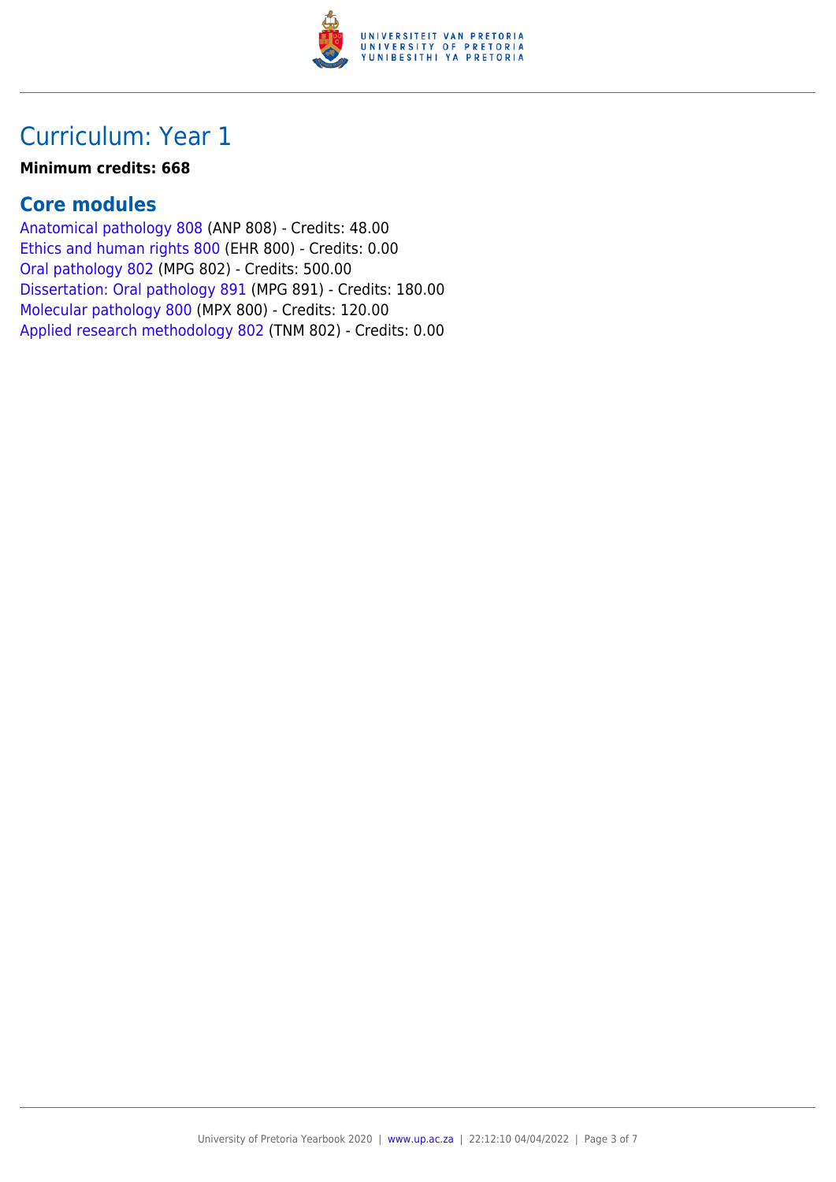# Curriculum: Year 1

**Minimum credits: 668**

## Core modules

Anatomical pathology 808 (ANP 808) - Credits: 48.00
Ethics and human rights 800 (EHR 800) - Credits: 0.00
Oral pathology 802 (MPG 802) - Credits: 500.00
Dissertation: Oral pathology 891 (MPG 891) - Credits: 180.00
Molecular pathology 800 (MPX 800) - Credits: 120.00
Applied research methodology 802 (TNM 802) - Credits: 0.00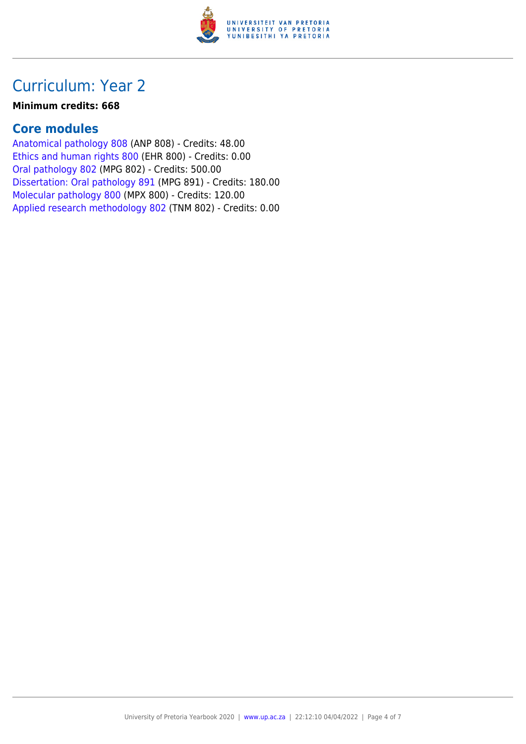# Curriculum: Year 2

**Minimum credits: 668**

## Core modules

Anatomical pathology 808 (ANP 808) - Credits: 48.00
Ethics and human rights 800 (EHR 800) - Credits: 0.00
Oral pathology 802 (MPG 802) - Credits: 500.00
Dissertation: Oral pathology 891 (MPG 891) - Credits: 180.00
Molecular pathology 800 (MPX 800) - Credits: 120.00
Applied research methodology 802 (TNM 802) - Credits: 0.00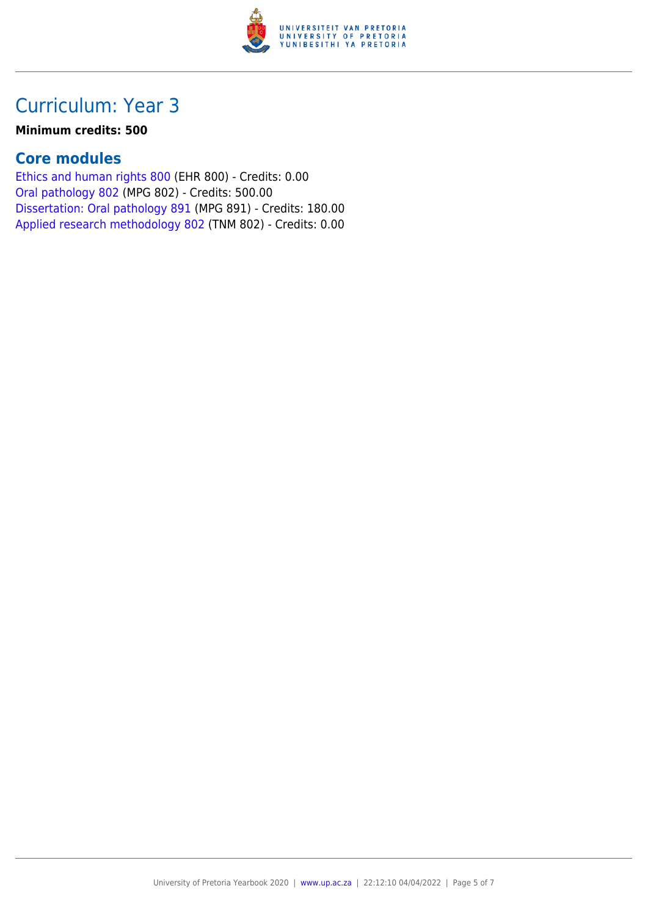# Curriculum: Year 3

**Minimum credits: 500**

## Core modules

Ethics and human rights 800 (EHR 800) - Credits: 0.00
Oral pathology 802 (MPG 802) - Credits: 500.00
Dissertation: Oral pathology 891 (MPG 891) - Credits: 180.00
Applied research methodology 802 (TNM 802) - Credits: 0.00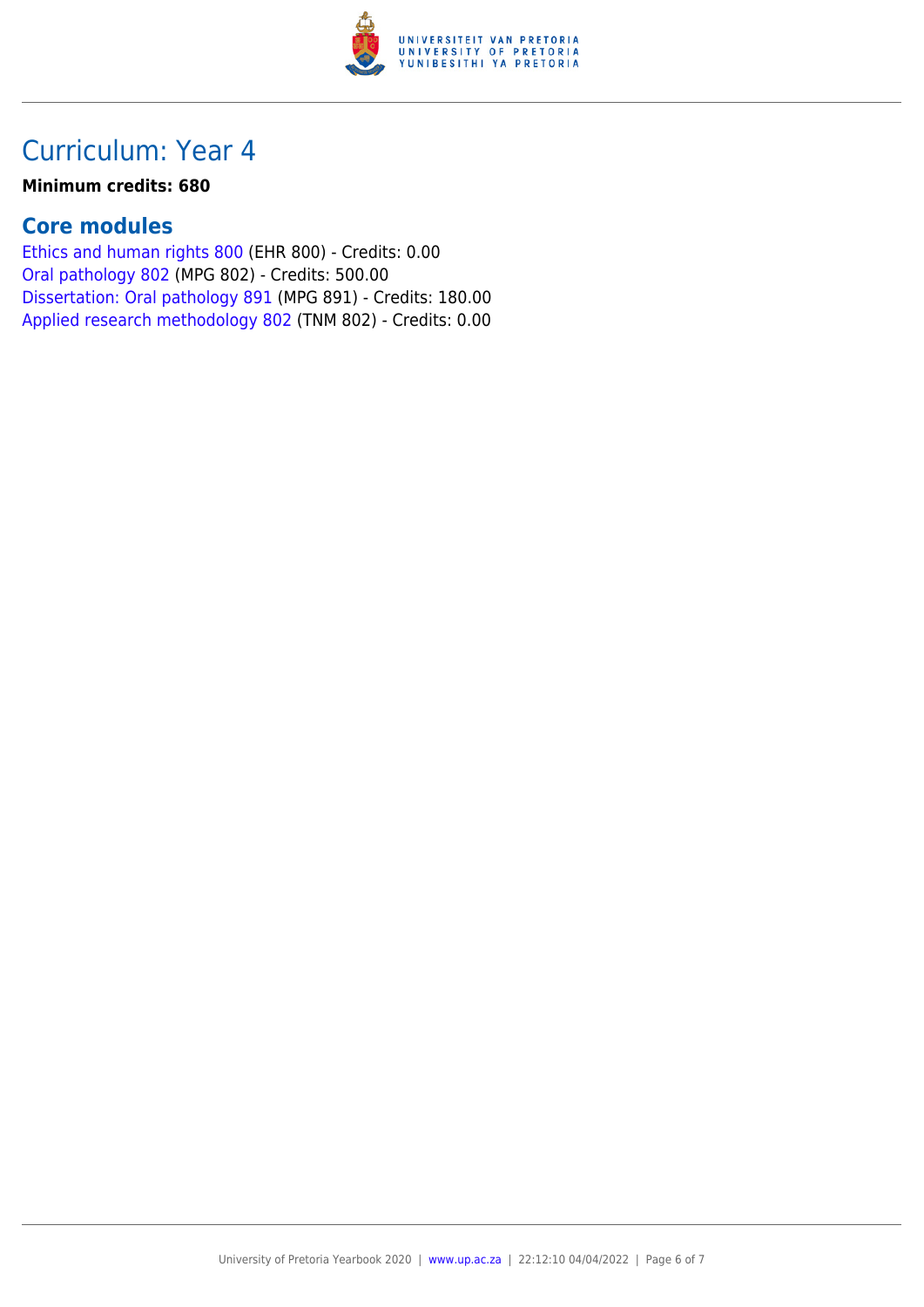# Curriculum: Year 4

**Minimum credits: 680**

## Core modules

Ethics and human rights 800 (EHR 800) - Credits: 0.00
Oral pathology 802 (MPG 802) - Credits: 500.00
Dissertation: Oral pathology 891 (MPG 891) - Credits: 180.00
Applied research methodology 802 (TNM 802) - Credits: 0.00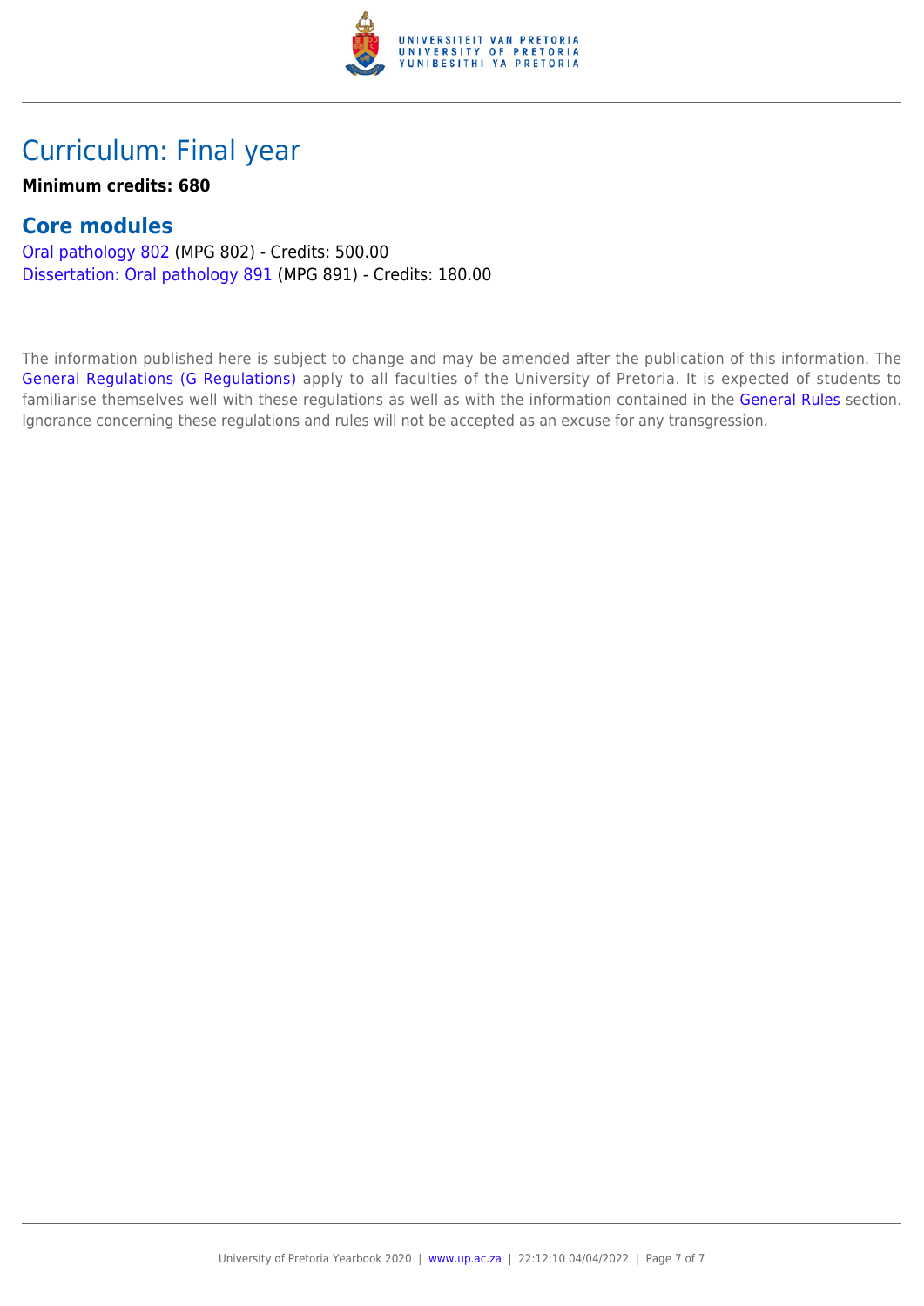# Curriculum: Final year

**Minimum credits: 680**

## Core modules

Oral pathology 802 (MPG 802) - Credits: 500.00
Dissertation: Oral pathology 891 (MPG 891) - Credits: 180.00

The information published here is subject to change and may be amended after the publication of this information. The General Regulations (G Regulations) apply to all faculties of the University of Pretoria. It is expected of students to familiarise themselves well with these regulations as well as with the information contained in the General Rules section. Ignorance concerning these regulations and rules will not be accepted as an excuse for any transgression.